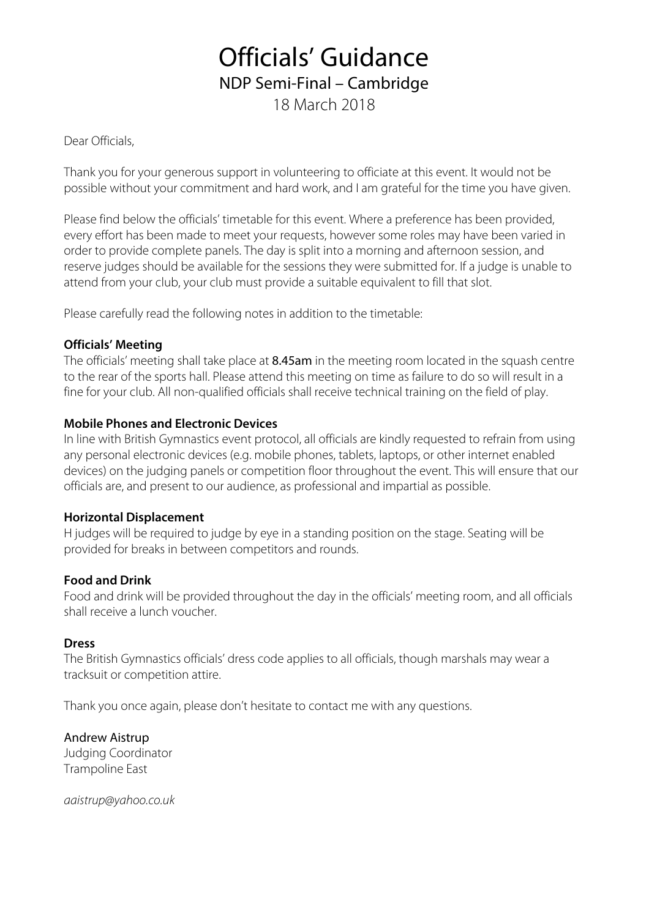# Officials' Guidance

## NDP Semi-Final – Cambridge

18 March 2018

Dear Officials,

Thank you for your generous support in volunteering to officiate at this event. It would not be possible without your commitment and hard work, and I am grateful for the time you have given.

Please find below the officials' timetable for this event. Where a preference has been provided, every effort has been made to meet your requests, however some roles may have been varied in order to provide complete panels. The day is split into a morning and afternoon session, and reserve judges should be available for the sessions they were submitted for. If a judge is unable to attend from your club, your club must provide a suitable equivalent to fill that slot.

Please carefully read the following notes in addition to the timetable:

**Officials' Meeting**

The officials' meeting shall take place at **8.45am** in the meeting room located in the squash centre to the rear of the sports hall. Please attend this meeting on time as failure to do so will result in a fine for your club. All non-qualified officials shall receive technical training on the field of play.

**Mobile Phones and Electronic Devices**

In line with British Gymnastics event protocol, all officials are kindly requested to refrain from using any personal electronic devices (e.g. mobile phones, tablets, laptops, or other internet enabled devices) on the judging panels or competition floor throughout the event. This will ensure that our officials are, and present to our audience, as professional and impartial as possible.

**Horizontal Displacement**

H judges will be required to judge by eye in a standing position on the stage. Seating will be provided for breaks in between competitors and rounds.

**Food and Drink**

Food and drink will be provided throughout the day in the officials' meeting room, and all officials shall receive a lunch voucher.

**Dress**

The British Gymnastics officials' dress code applies to all officials, though marshals may wear a tracksuit or competition attire.

Thank you once again, please don't hesitate to contact me with any questions.

Andrew Aistrup
Judging Coordinator
Trampoline East

*aaistrup@yahoo.co.uk*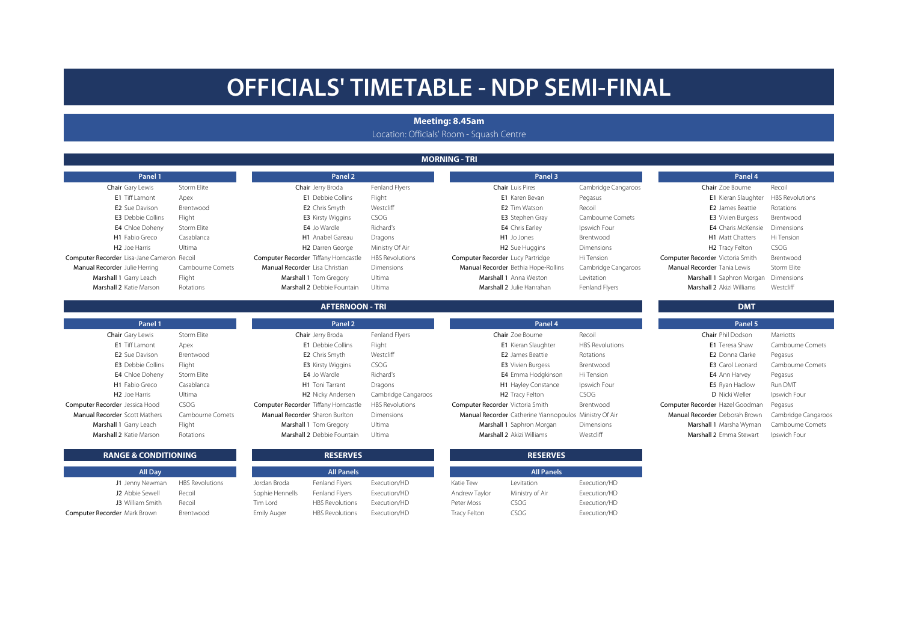# OFFICIALS' TIMETABLE - NDP SEMI-FINAL

**Meeting: 8.45am**

Location: Officials' Room - Squash Centre

## MORNING - TRI

### Panel 1

| | | |
|---|---|---|
| **Chair** | Gary Lewis | Storm Elite |
| **E1** | Tiff Lamont | Apex |
| **E2** | Sue Davison | Brentwood |
| **E3** | Debbie Collins | Flight |
| **E4** | Chloe Doheny | Storm Elite |
| **H1** | Fabio Greco | Casablanca |
| **H2** | Joe Harris | Ultima |
| **Computer Recorder** | Lisa-Jane Cameron | Recoil |
| **Manual Recorder** | Julie Herring | Cambourne Comets |
| **Marshall 1** | Garry Leach | Flight |
| **Marshall 2** | Katie Marson | Rotations |

### Panel 2

| | | |
|---|---|---|
| **Chair** | Jerry Broda | Fenland Flyers |
| **E1** | Debbie Collins | Flight |
| **E2** | Chris Smyth | Westcliff |
| **E3** | Kirsty Wiggins | CSOG |
| **E4** | Jo Wardle | Richard's |
| **H1** | Anabel Gareau | Dragons |
| **H2** | Darren George | Ministry Of Air |
| **Computer Recorder** | Tiffany Horncastle | HBS Revolutions |
| **Manual Recorder** | Lisa Christian | Dimensions |
| **Marshall 1** | Tom Gregory | Ultima |
| **Marshall 2** | Debbie Fountain | Ultima |

### Panel 3

| | | |
|---|---|---|
| **Chair** | Luis Pires | Cambridge Cangaroos |
| **E1** | Karen Bevan | Pegasus |
| **E2** | Tim Watson | Recoil |
| **E3** | Stephen Gray | Cambourne Comets |
| **E4** | Chris Earley | Ipswich Four |
| **H1** | Jo Jones | Brentwood |
| **H2** | Sue Huggins | Dimensions |
| **Computer Recorder** | Lucy Partridge | Hi Tension |
| **Manual Recorder** | Bethia Hope-Rollins | Cambridge Cangaroos |
| **Marshall 1** | Anna Weston | Levitation |
| **Marshall 2** | Julie Hanrahan | Fenland Flyers |

### Panel 4

| | | |
|---|---|---|
| **Chair** | Zoe Bourne | Recoil |
| **E1** | Kieran Slaughter | HBS Revolutions |
| **E2** | James Beattie | Rotations |
| **E3** | Vivien Burgess | Brentwood |
| **E4** | Charis McKensie | Dimensions |
| **H1** | Matt Chatters | Hi Tension |
| **H2** | Tracy Felton | CSOG |
| **Computer Recorder** | Victoria Smith | Brentwood |
| **Manual Recorder** | Tania Lewis | Storm Elite |
| **Marshall 1** | Saphron Morgan | Dimensions |
| **Marshall 2** | Akizi Williams | Westcliff |

## AFTERNOON - TRI

### Panel 1

| | | |
|---|---|---|
| **Chair** | Gary Lewis | Storm Elite |
| **E1** | Tiff Lamont | Apex |
| **E2** | Sue Davison | Brentwood |
| **E3** | Debbie Collins | Flight |
| **E4** | Chloe Doheny | Storm Elite |
| **H1** | Fabio Greco | Casablanca |
| **H2** | Joe Harris | Ultima |
| **Computer Recorder** | Jessica Hood | CSOG |
| **Manual Recorder** | Scott Mathers | Cambourne Comets |
| **Marshall 1** | Garry Leach | Flight |
| **Marshall 2** | Katie Marson | Rotations |

### Panel 2

| | | |
|---|---|---|
| **Chair** | Jerry Broda | Fenland Flyers |
| **E1** | Debbie Collins | Flight |
| **E2** | Chris Smyth | Westcliff |
| **E3** | Kirsty Wiggins | CSOG |
| **E4** | Jo Wardle | Richard's |
| **H1** | Toni Tarrant | Dragons |
| **H2** | Nicky Andersen | Cambridge Cangaroos |
| **Computer Recorder** | Tiffany Horncastle | HBS Revolutions |
| **Manual Recorder** | Sharon Burlton | Dimensions |
| **Marshall 1** | Tom Gregory | Ultima |
| **Marshall 2** | Debbie Fountain | Ultima |

### Panel 4

| | | |
|---|---|---|
| **Chair** | Zoe Bourne | Recoil |
| **E1** | Kieran Slaughter | HBS Revolutions |
| **E2** | James Beattie | Rotations |
| **E3** | Vivien Burgess | Brentwood |
| **E4** | Emma Hodgkinson | Hi Tension |
| **H1** | Hayley Constance | Ipswich Four |
| **H2** | Tracy Felton | CSOG |
| **Computer Recorder** | Victoria Smith | Brentwood |
| **Manual Recorder** | Catherine Yiannopoulos | Ministry Of Air |
| **Marshall 1** | Saphron Morgan | Dimensions |
| **Marshall 2** | Akizi Williams | Westcliff |

## DMT

### Panel 5

| | | |
|---|---|---|
| **Chair** | Phil Dodson | Marriotts |
| **E1** | Teresa Shaw | Cambourne Comets |
| **E2** | Donna Clarke | Pegasus |
| **E3** | Carol Leonard | Cambourne Comets |
| **E4** | Ann Harvey | Pegasus |
| **E5** | Ryan Hadlow | Run DMT |
| **D** | Nicki Weller | Ipswich Four |
| **Computer Recorder** | Hazel Goodman | Pegasus |
| **Manual Recorder** | Deborah Brown | Cambridge Cangaroos |
| **Marshall 1** | Marsha Wyman | Cambourne Comets |
| **Marshall 2** | Emma Stewart | Ipswich Four |

## RANGE & CONDITIONING

### All Day

| | | |
|---|---|---|
| **J1** | Jenny Newman | HBS Revolutions |
| **J2** | Abbie Sewell | Recoil |
| **J3** | William Smith | Recoil |
| **Computer Recorder** | Mark Brown | Brentwood |

## RESERVES

### All Panels

| | | |
|---|---|---|
| Jordan Broda | Fenland Flyers | Execution/HD |
| Sophie Hennells | Fenland Flyers | Execution/HD |
| Tim Lord | HBS Revolutions | Execution/HD |
| Emily Auger | HBS Revolutions | Execution/HD |

## RESERVES

### All Panels

| | | |
|---|---|---|
| Katie Tew | Levitation | Execution/HD |
| Andrew Taylor | Ministry of Air | Execution/HD |
| Peter Moss | CSOG | Execution/HD |
| Tracy Felton | CSOG | Execution/HD |